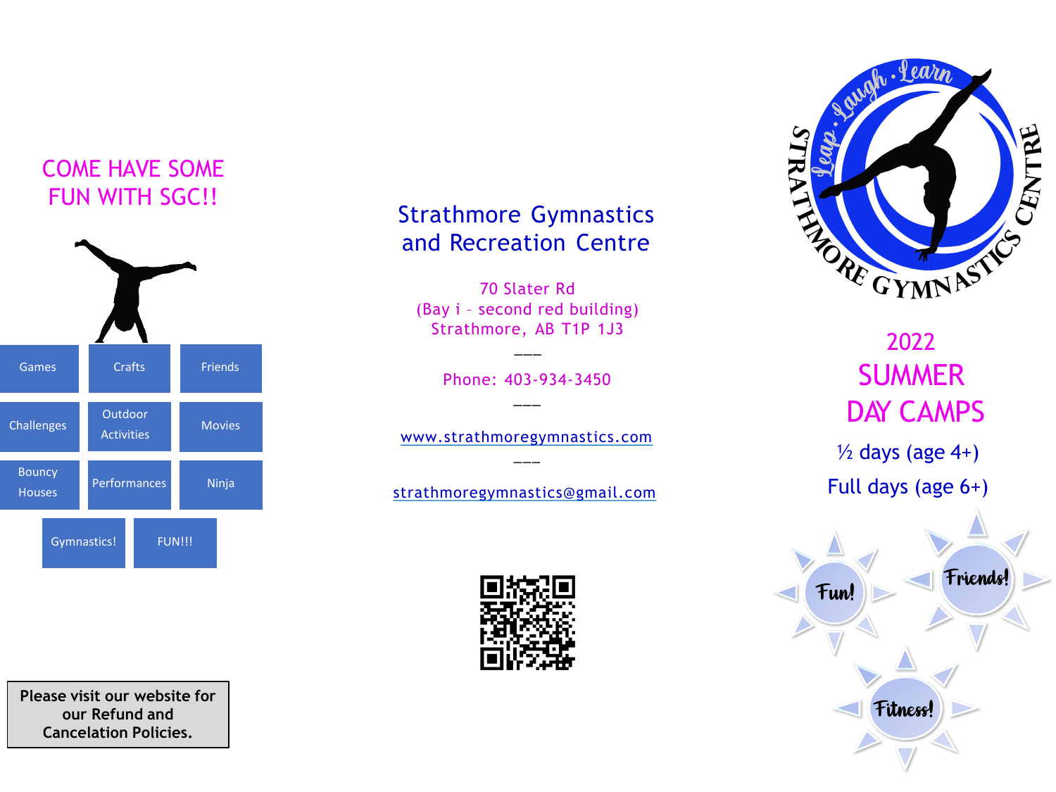## COME HAVE SOME FUN WITH SGC!!

| Games | Crafts | Friends |
|---|---|---|
| Challenges | Outdoor Activities | Movies |
| Bouncy Houses | Performances | Ninja |
| Gymnastics! | FUN!!! | |

**Please visit our website for our Refund and Cancelation Policies.**

## Strathmore Gymnastics and Recreation Centre

70 Slater Rd
(Bay i – second red building)
Strathmore, AB T1P 1J3

---

Phone: 403-934-3450

---

www.strathmoregymnastics.com

---

strathmoregymnastics@gmail.com

Leap · Laugh · Learn
STRATHMORE GYMNASTICS CENTRE

# 2022 SUMMER DAY CAMPS

½ days (age 4+)

Full days (age 6+)

Fun!

Friends!

Fitness!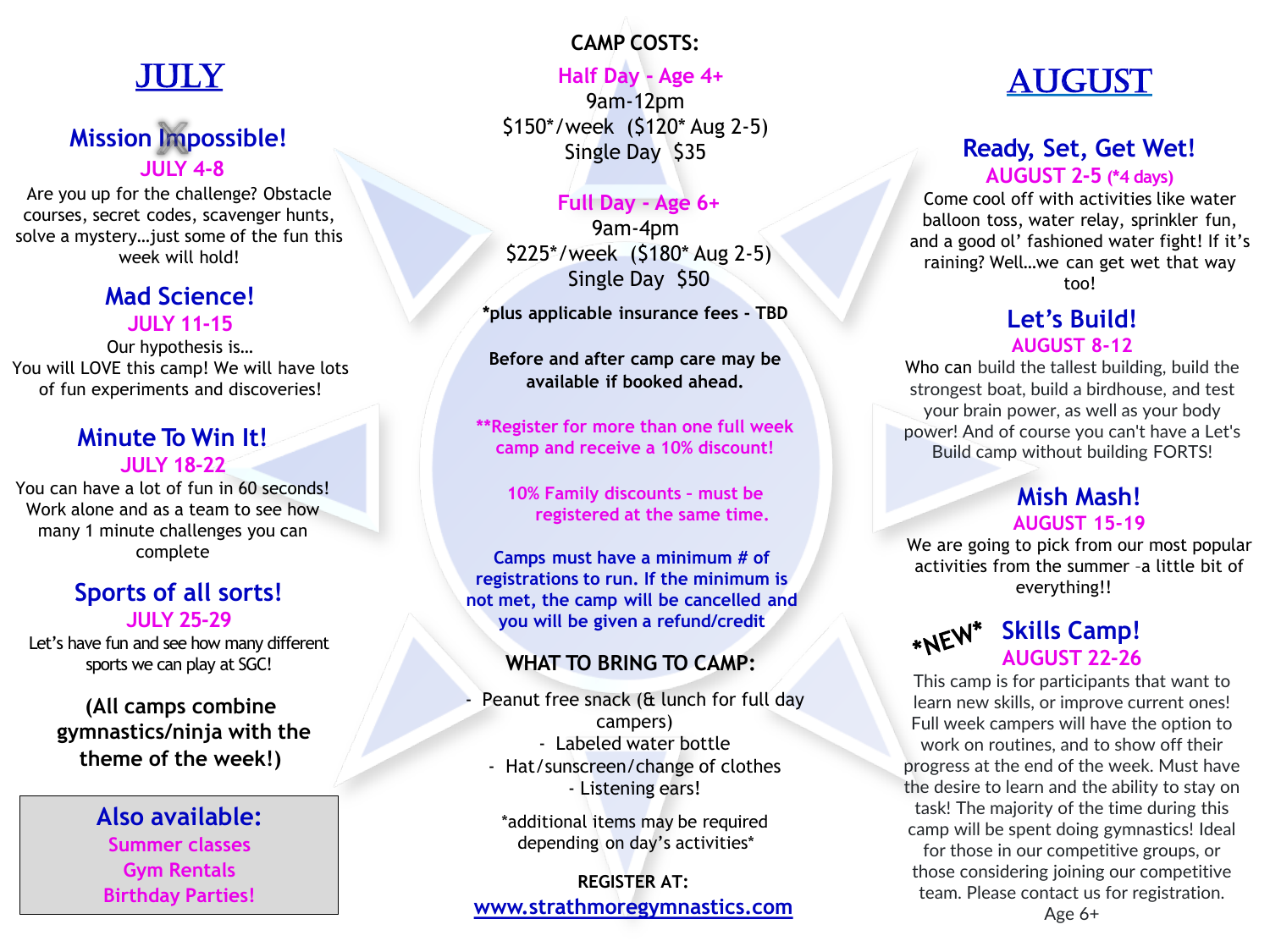# JULY

## Mission Impossible!

**JULY 4-8**

Are you up for the challenge? Obstacle courses, secret codes, scavenger hunts, solve a mystery…just some of the fun this week will hold!

## Mad Science!

**JULY 11-15**

Our hypothesis is…
You will LOVE this camp! We will have lots of fun experiments and discoveries!

## Minute To Win It!

**JULY 18-22**

You can have a lot of fun in 60 seconds! Work alone and as a team to see how many 1 minute challenges you can complete

## Sports of all sorts!

**JULY 25-29**

Let's have fun and see how many different sports we can play at SGC!

**(All camps combine gymnastics/ninja with the theme of the week!)**

### Also available:

Summer classes
Gym Rentals
Birthday Parties!

# CAMP COSTS:

**Half Day - Age 4+**
9am-12pm
$150*/week ($120* Aug 2-5)
Single Day $35

**Full Day - Age 6+**
9am-4pm
$225*/week ($180* Aug 2-5)
Single Day $50

***plus applicable insurance fees - TBD**

**Before and after camp care may be available if booked ahead.**

****Register for more than one full week camp and receive a 10% discount!**

**10% Family discounts – must be registered at the same time.**

**Camps must have a minimum # of registrations to run. If the minimum is not met, the camp will be cancelled and you will be given a refund/credit**

## WHAT TO BRING TO CAMP:

- Peanut free snack (& lunch for full day campers)
- Labeled water bottle
- Hat/sunscreen/change of clothes
- Listening ears!

*additional items may be required depending on day's activities*

**REGISTER AT:**
[www.strathmoregymnastics.com](www.strathmoregymnastics.com)

# AUGUST

## Ready, Set, Get Wet!

**AUGUST 2-5 (*4 days)**

Come cool off with activities like water balloon toss, water relay, sprinkler fun, and a good ol' fashioned water fight! If it's raining? Well…we can get wet that way too!

## Let's Build!

**AUGUST 8-12**

Who can build the tallest building, build the strongest boat, build a birdhouse, and test your brain power, as well as your body power! And of course you can't have a Let's Build camp without building FORTS!

## Mish Mash!

**AUGUST 15-19**

We are going to pick from our most popular activities from the summer –a little bit of everything!!

## *NEW* Skills Camp!

**AUGUST 22-26**

This camp is for participants that want to learn new skills, or improve current ones! Full week campers will have the option to work on routines, and to show off their progress at the end of the week. Must have the desire to learn and the ability to stay on task! The majority of the time during this camp will be spent doing gymnastics! Ideal for those in our competitive groups, or those considering joining our competitive team. Please contact us for registration. Age 6+